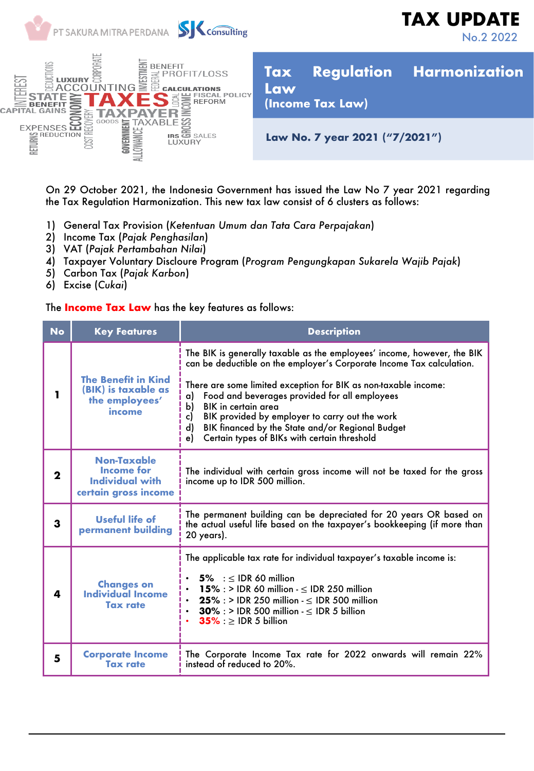PT SAKURA MITRA PERDANA SJK Consulting

# TAX UPDATE

No.2 2022

## Tax Regulation Harmonization Law (Income Tax Law)

**Law No. 7 year 2021 ("7/2021")**

On 29 October 2021, the Indonesia Government has issued the Law No 7 year 2021 regarding the Tax Regulation Harmonization. This new tax law consist of 6 clusters as follows:

1) General Tax Provision (*Ketentuan Umum dan Tata Cara Perpajakan*)
2) Income Tax (*Pajak Penghasilan*)
3) VAT (*Pajak Pertambahan Nilai*)
4) Taxpayer Voluntary Discloure Program (*Program Pengungkapan Sukarela Wajib Pajak*)
5) Carbon Tax (*Pajak Karbon*)
6) Excise (*Cukai*)

The **Income Tax Law** has the key features as follows:

| No | Key Features | Description |
|---|---|---|
| 1 | **The Benefit in Kind (BIK) is taxable as the employees' income** | The BIK is generally taxable as the employees' income, however, the BIK can be deductible on the employer's Corporate Income Tax calculation.<br><br>There are some limited exception for BIK as non-taxable income:<br>a) Food and beverages provided for all employees<br>b) BIK in certain area<br>c) BIK provided by employer to carry out the work<br>d) BIK financed by the State and/or Regional Budget<br>e) Certain types of BIKs with certain threshold |
| 2 | **Non-Taxable Income for Individual with certain gross income** | The individual with certain gross income will not be taxed for the gross income up to IDR 500 million. |
| 3 | **Useful life of permanent building** | The permanent building can be depreciated for 20 years OR based on the actual useful life based on the taxpayer's bookkeeping (if more than 20 years). |
| 4 | **Changes on Individual Income Tax rate** | The applicable tax rate for individual taxpayer's taxable income is:<br><br>• **5%** : ≤ IDR 60 million<br>• **15%** : > IDR 60 million - ≤ IDR 250 million<br>• **25%** : > IDR 250 million - ≤ IDR 500 million<br>• **30%** : > IDR 500 million - ≤ IDR 5 billion<br>• **35%** : ≥ IDR 5 billion |
| 5 | **Corporate Income Tax rate** | The Corporate Income Tax rate for 2022 onwards will remain 22% instead of reduced to 20%. |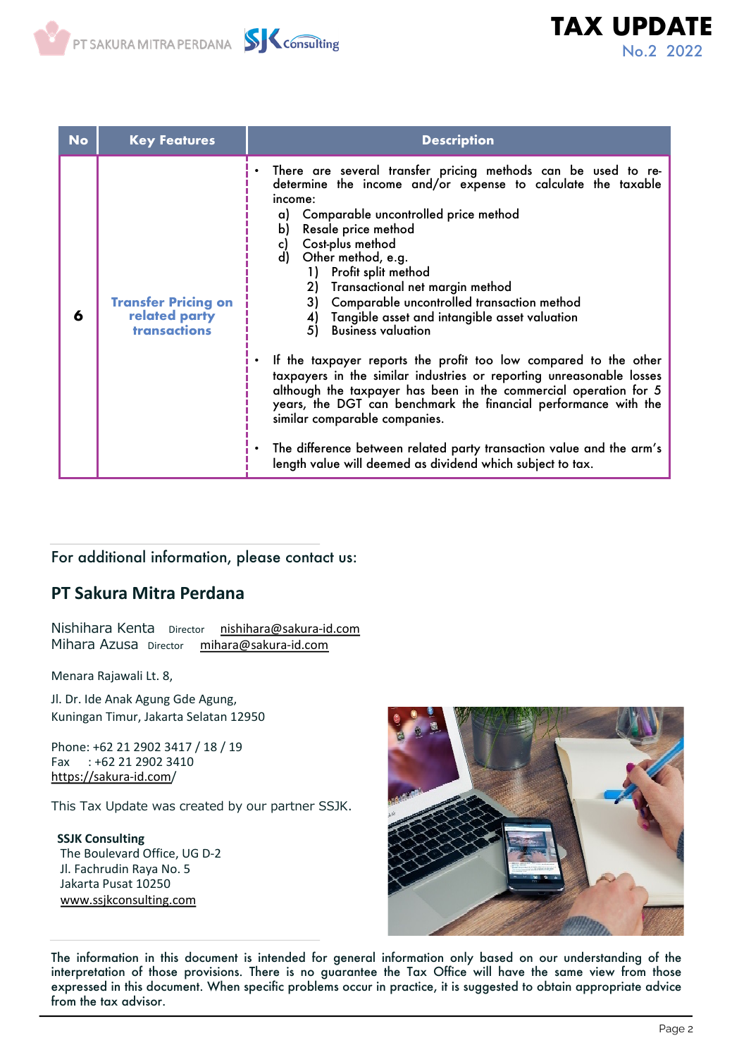| No | Key Features | Description |
|---|---|---|
| 6 | **Transfer Pricing on related party transactions** | • There are several transfer pricing methods can be used to re-determine the income and/or expense to calculate the taxable income:<br>a) Comparable uncontrolled price method<br>b) Resale price method<br>c) Cost-plus method<br>d) Other method, e.g.<br>1) Profit split method<br>2) Transactional net margin method<br>3) Comparable uncontrolled transaction method<br>4) Tangible asset and intangible asset valuation<br>5) Business valuation<br><br>• If the taxpayer reports the profit too low compared to the other taxpayers in the similar industries or reporting unreasonable losses although the taxpayer has been in the commercial operation for 5 years, the DGT can benchmark the financial performance with the similar comparable companies.<br><br>• The difference between related party transaction value and the arm's length value will deemed as dividend which subject to tax. |

For additional information, please contact us:

## PT Sakura Mitra Perdana

Nishihara Kenta Director nishihara@sakura-id.com
Mihara Azusa Director mihara@sakura-id.com

Menara Rajawali Lt. 8,

Jl. Dr. Ide Anak Agung Gde Agung,
Kuningan Timur, Jakarta Selatan 12950

Phone: +62 21 2902 3417 / 18 / 19
Fax : +62 21 2902 3410
https://sakura-id.com/

This Tax Update was created by our partner SSJK.

**SSJK Consulting**
The Boulevard Office, UG D-2
Jl. Fachrudin Raya No. 5
Jakarta Pusat 10250
www.ssjkconsulting.com

The information in this document is intended for general information only based on our understanding of the interpretation of those provisions. There is no guarantee the Tax Office will have the same view from those expressed in this document. When specific problems occur in practice, it is suggested to obtain appropriate advice from the tax advisor.